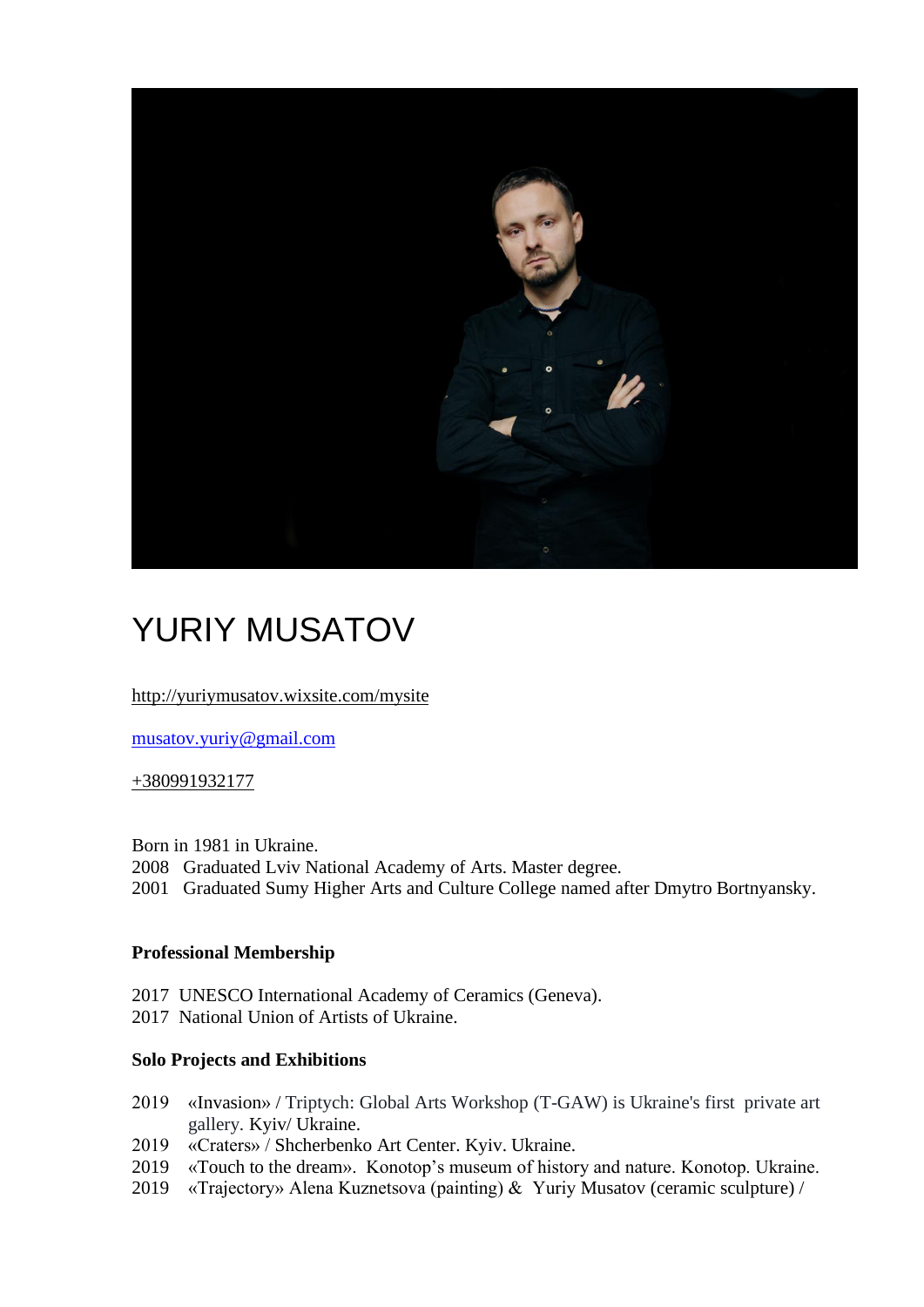# YURIY MUSATOV

http://yuriymusatov.wixsite.com/mysite

musatov.yuriy@gmail.com

+380991932177

Born in 1981 in Ukraine.
2008 Graduated Lviv National Academy of Arts. Master degree.
2001 Graduated Sumy Higher Arts and Culture College named after Dmytro Bortnyansky.

**Professional Membership**

2017 UNESCO International Academy of Ceramics (Geneva).
2017 National Union of Artists of Ukraine.

**Solo Projects and Exhibitions**

2019 «Invasion» / Triptych: Global Arts Workshop (T-GAW) is Ukraine's first private art gallery. Kyiv/ Ukraine.
2019 «Craters» / Shcherbenko Art Center. Kyiv. Ukraine.
2019 «Touch to the dream». Konotop's museum of history and nature. Konotop. Ukraine.
2019 «Trajectory» Alena Kuznetsova (painting) & Yuriy Musatov (ceramic sculpture) /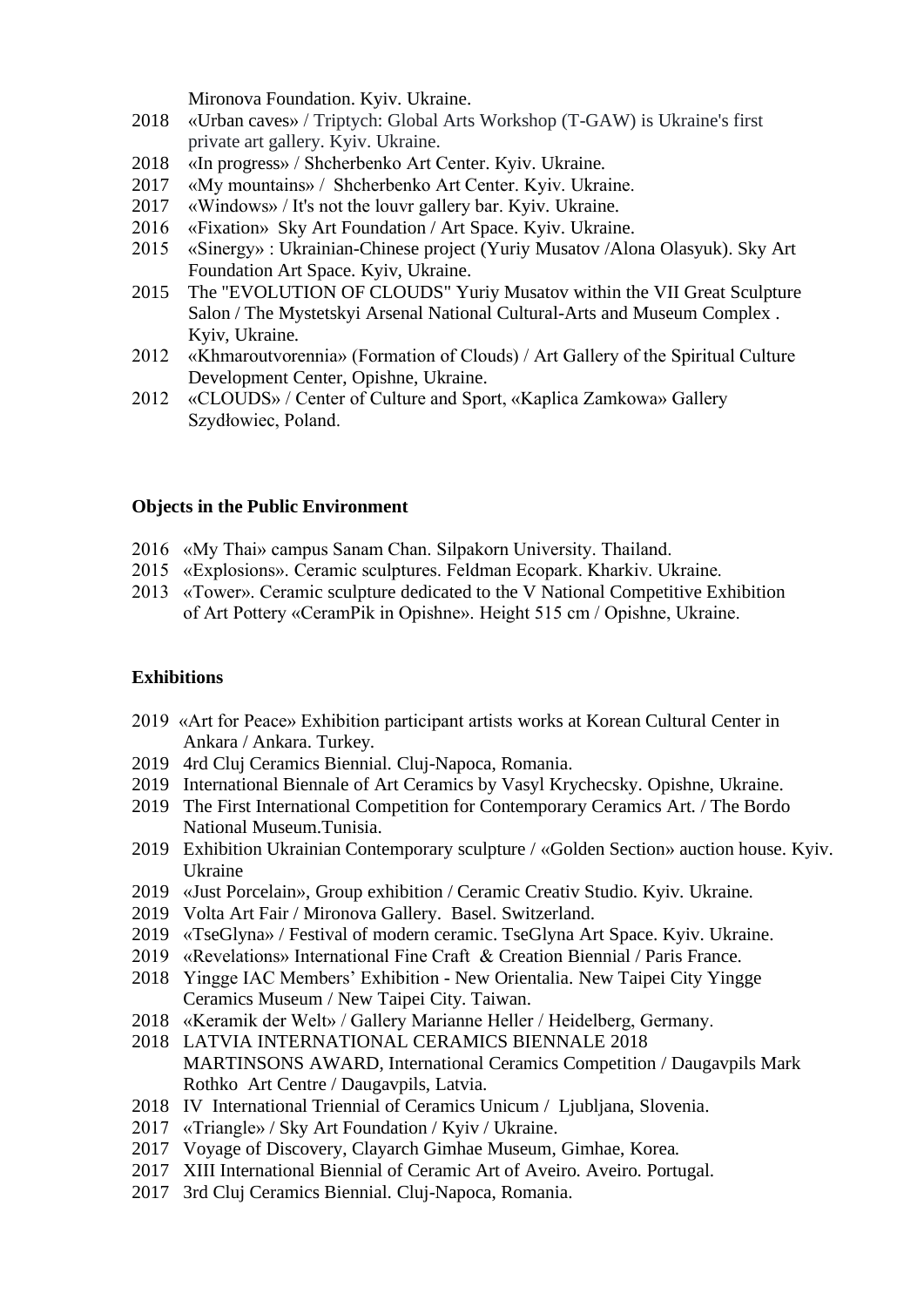Mironova Foundation. Kyiv. Ukraine.

2018 «Urban caves» / Triptych: Global Arts Workshop (T-GAW) is Ukraine's first private art gallery. Kyiv. Ukraine.

2018 «In progress» / Shcherbenko Art Center. Kyiv. Ukraine.

2017 «My mountains» / Shcherbenko Art Center. Kyiv. Ukraine.

2017 «Windows» / It's not the louvr gallery bar. Kyiv. Ukraine.

2016 «Fixation» Sky Art Foundation / Art Space. Kyiv. Ukraine.

2015 «Sinergy» : Ukrainian-Chinese project (Yuriy Musatov /Alona Olasyuk). Sky Art Foundation Art Space. Kyiv, Ukraine.

2015 The "EVOLUTION OF CLOUDS" Yuriy Musatov within the VII Great Sculpture Salon / The Mystetskyi Arsenal National Cultural-Arts and Museum Complex . Kyiv, Ukraine.

2012 «Khmaroutvorennia» (Formation of Clouds) / Art Gallery of the Spiritual Culture Development Center, Opishne, Ukraine.

2012 «CLOUDS» / Center of Culture and Sport, «Kaplica Zamkowa» Gallery Szydłowiec, Poland.

**Objects in the Public Environment**

2016 «My Thai» campus Sanam Chan. Silpakorn University. Thailand.

2015 «Explosions». Ceramic sculptures. Feldman Ecopark. Kharkiv. Ukraine.

2013 «Tower». Ceramic sculpture dedicated to the V National Competitive Exhibition of Art Pottery «CeramPik in Opishne». Height 515 cm / Opishne, Ukraine.

**Exhibitions**

2019 «Art for Peace» Exhibition participant artists works at Korean Cultural Center in Ankara / Ankara. Turkey.

2019 4rd Cluj Ceramics Biennial. Cluj-Napoca, Romania.

2019 International Biennale of Art Ceramics by Vasyl Krychecsky. Opishne, Ukraine.

2019 The First International Competition for Contemporary Ceramics Art. / The Bordo National Museum.Tunisia.

2019 Exhibition Ukrainian Contemporary sculpture / «Golden Section» auction house. Kyiv. Ukraine

2019 «Just Porcelain», Group exhibition / Ceramic Creativ Studio. Kyiv. Ukraine.

2019 Volta Art Fair / Mironova Gallery. Basel. Switzerland.

2019 «TseGlyna» / Festival of modern ceramic. TseGlyna Art Space. Kyiv. Ukraine.

2019 «Revelations» International Fine Craft & Creation Biennial / Paris France.

2018 Yingge IAC Members' Exhibition - New Orientalia. New Taipei City Yingge Ceramics Museum / New Taipei City. Taiwan.

2018 «Keramik der Welt» / Gallery Marianne Heller / Heidelberg, Germany.

2018 LATVIA INTERNATIONAL CERAMICS BIENNALE 2018 MARTINSONS AWARD, International Ceramics Competition / Daugavpils Mark Rothko Art Centre / Daugavpils, Latvia.

2018 IV International Triennial of Ceramics Unicum / Ljubljana, Slovenia.

2017 «Triangle» / Sky Art Foundation / Kyiv / Ukraine.

2017 Voyage of Discovery, Clayarch Gimhae Museum, Gimhae, Korea.

2017 XIII International Biennial of Ceramic Art of Aveiro. Aveiro. Portugal.

2017 3rd Cluj Ceramics Biennial. Cluj-Napoca, Romania.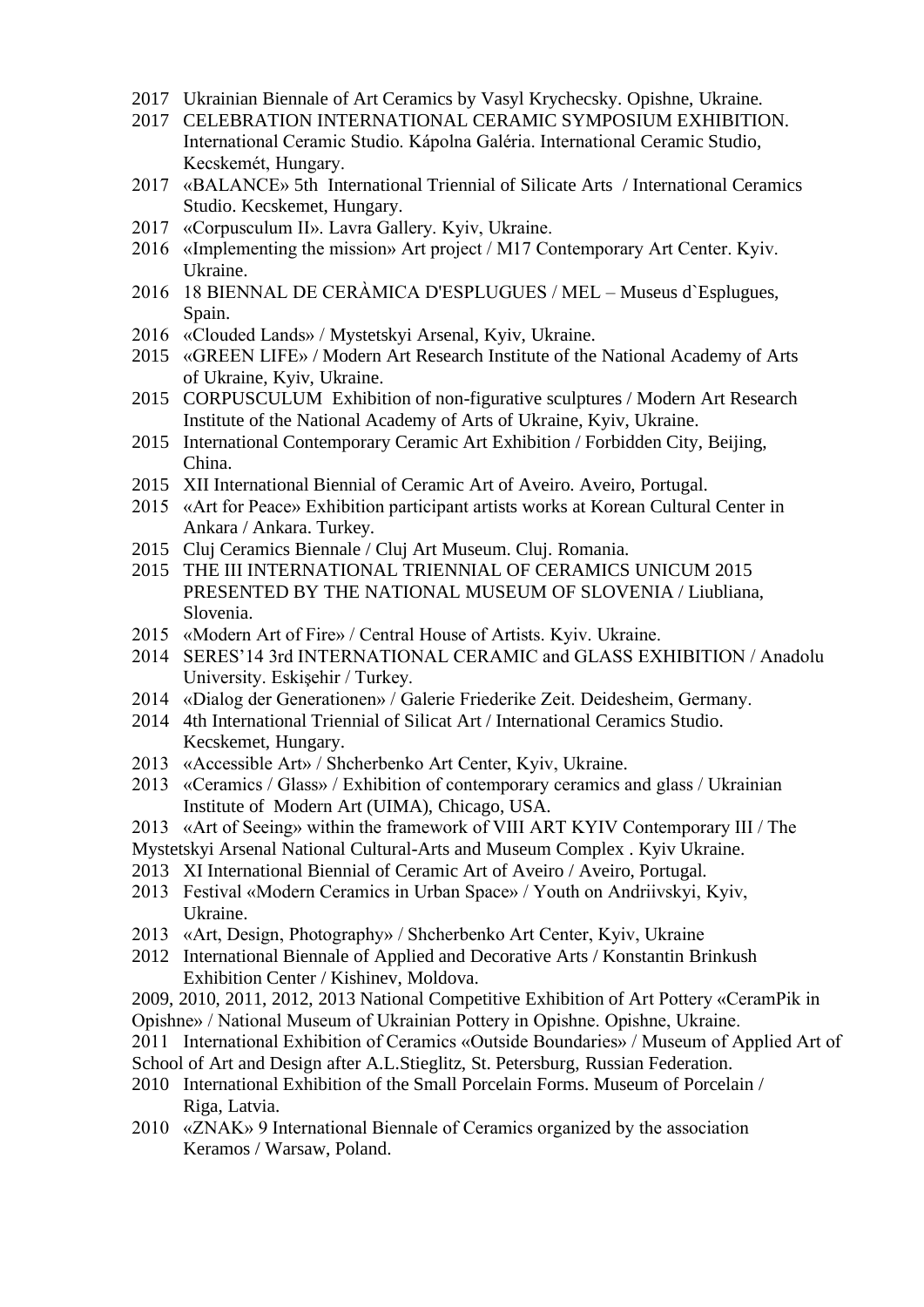2017 Ukrainian Biennale of Art Ceramics by Vasyl Krychecsky. Opishne, Ukraine.

2017 CELEBRATION INTERNATIONAL CERAMIC SYMPOSIUM EXHIBITION. International Ceramic Studio. Kápolna Galéria. International Ceramic Studio, Kecskemét, Hungary.

2017 «BALANCE» 5th International Triennial of Silicate Arts / International Ceramics Studio. Kecskemet, Hungary.

2017 «Corpusculum II». Lavra Gallery. Kyiv, Ukraine.

2016 «Implementing the mission» Art project / M17 Contemporary Art Center. Kyiv. Ukraine.

2016 18 BIENNAL DE CERÀMICA D'ESPLUGUES / MEL – Museus d`Esplugues, Spain.

2016 «Clouded Lands» / Mystetskyi Arsenal, Kyiv, Ukraine.

2015 «GREEN LIFE» / Modern Art Research Institute of the National Academy of Arts of Ukraine, Kyiv, Ukraine.

2015 CORPUSCULUM Exhibition of non-figurative sculptures / Modern Art Research Institute of the National Academy of Arts of Ukraine, Kyiv, Ukraine.

2015 International Contemporary Ceramic Art Exhibition / Forbidden City, Beijing, China.

2015 XII International Biennial of Ceramic Art of Aveiro. Aveiro, Portugal.

2015 «Art for Peace» Exhibition participant artists works at Korean Cultural Center in Ankara / Ankara. Turkey.

2015 Cluj Ceramics Biennale / Cluj Art Museum. Cluj. Romania.

2015 THE III INTERNATIONAL TRIENNIAL OF CERAMICS UNICUM 2015 PRESENTED BY THE NATIONAL MUSEUM OF SLOVENIA / Liubliana, Slovenia.

2015 «Modern Art of Fire» / Central House of Artists. Kyiv. Ukraine.

2014 SERES'14 3rd INTERNATIONAL CERAMIC and GLASS EXHIBITION / Anadolu University. Eskişehir / Turkey.

2014 «Dialog der Generationen» / Galerie Friederike Zeit. Deidesheim, Germany.

2014 4th International Triennial of Silicat Art / International Ceramics Studio. Kecskemet, Hungary.

2013 «Accessible Art» / Shcherbenko Art Center, Kyiv, Ukraine.

2013 «Ceramics / Glass» / Exhibition of contemporary ceramics and glass / Ukrainian Institute of Modern Art (UIMA), Chicago, USA.

2013 «Art of Seeing» within the framework of VIII ART KYIV Contemporary III / The Mystetskyi Arsenal National Cultural-Arts and Museum Complex . Kyiv Ukraine.

2013 XI International Biennial of Ceramic Art of Aveiro / Aveiro, Portugal.

2013 Festival «Modern Ceramics in Urban Space» / Youth on Andriivskyi, Kyiv, Ukraine.

2013 «Art, Design, Photography» / Shcherbenko Art Center, Kyiv, Ukraine

2012 International Biennale of Applied and Decorative Arts / Konstantin Brinkush Exhibition Center / Kishinev, Moldova.

2009, 2010, 2011, 2012, 2013 National Competitive Exhibition of Art Pottery «CeramPik in Opishne» / National Museum of Ukrainian Pottery in Opishne. Opishne, Ukraine.

2011 International Exhibition of Ceramics «Outside Boundaries» / Museum of Applied Art of School of Art and Design after A.L.Stieglitz, St. Petersburg, Russian Federation.

2010 International Exhibition of the Small Porcelain Forms. Museum of Porcelain / Riga, Latvia.

2010 «ZNAK» 9 International Biennale of Ceramics organized by the association Keramos / Warsaw, Poland.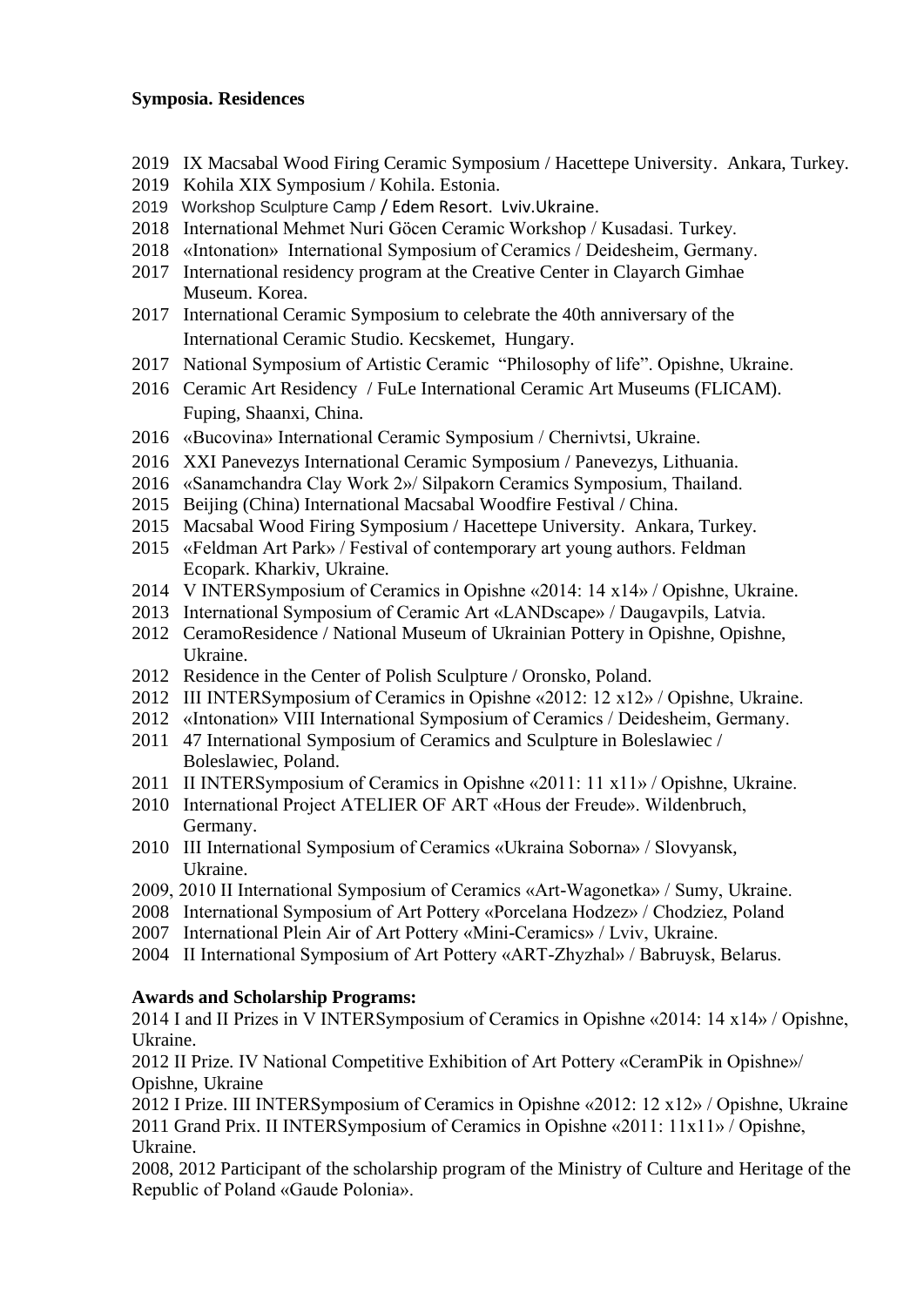**Symposia. Residences**

2019 IX Macsabal Wood Firing Ceramic Symposium / Hacettepe University. Ankara, Turkey.
2019 Kohila XIX Symposium / Kohila. Estonia.
2019 Workshop Sculpture Camp / Edem Resort. Lviv.Ukraine.
2018 International Mehmet Nuri Göcen Ceramic Workshop / Kusadasi. Turkey.
2018 «Intonation» International Symposium of Ceramics / Deidesheim, Germany.
2017 International residency program at the Creative Center in Clayarch Gimhae Museum. Korea.
2017 International Ceramic Symposium to celebrate the 40th anniversary of the International Ceramic Studio. Kecskemet, Hungary.
2017 National Symposium of Artistic Ceramic "Philosophy of life". Opishne, Ukraine.
2016 Ceramic Art Residency / FuLe International Ceramic Art Museums (FLICAM). Fuping, Shaanxi, China.
2016 «Bucovina» International Ceramic Symposium / Chernivtsi, Ukraine.
2016 XXI Panevezys International Ceramic Symposium / Panevezys, Lithuania.
2016 «Sanamchandra Clay Work 2»/ Silpakorn Ceramics Symposium, Thailand.
2015 Beijing (China) International Macsabal Woodfire Festival / China.
2015 Macsabal Wood Firing Symposium / Hacettepe University. Ankara, Turkey.
2015 «Feldman Art Park» / Festival of contemporary art young authors. Feldman Ecopark. Kharkiv, Ukraine.
2014 V INTERSymposium of Ceramics in Opishne «2014: 14 x14» / Opishne, Ukraine.
2013 International Symposium of Ceramic Art «LANDscape» / Daugavpils, Latvia.
2012 CeramoResidence / National Museum of Ukrainian Pottery in Opishne, Opishne, Ukraine.
2012 Residence in the Center of Polish Sculpture / Oronsko, Poland.
2012 III INTERSymposium of Ceramics in Opishne «2012: 12 x12» / Opishne, Ukraine.
2012 «Intonation» VIII International Symposium of Ceramics / Deidesheim, Germany.
2011 47 International Symposium of Ceramics and Sculpture in Boleslawiec / Boleslawiec, Poland.
2011 II INTERSymposium of Ceramics in Opishne «2011: 11 x11» / Opishne, Ukraine.
2010 International Project ATELIER OF ART «Hous der Freude». Wildenbruch, Germany.
2010 III International Symposium of Ceramics «Ukraina Soborna» / Slovyansk, Ukraine.
2009, 2010 II International Symposium of Ceramics «Art-Wagonetka» / Sumy, Ukraine.
2008 International Symposium of Art Pottery «Porcelana Hodzez» / Chodziez, Poland
2007 International Plein Air of Art Pottery «Mini-Ceramics» / Lviv, Ukraine.
2004 II International Symposium of Art Pottery «ART-Zhyzhal» / Babruysk, Belarus.

**Awards and Scholarship Programs:**

2014 I and II Prizes in V INTERSymposium of Ceramics in Opishne «2014: 14 x14» / Opishne, Ukraine.
2012 II Prize. IV National Competitive Exhibition of Art Pottery «CeramPik in Opishne»/ Opishne, Ukraine
2012 I Prize. III INTERSymposium of Ceramics in Opishne «2012: 12 x12» / Opishne, Ukraine
2011 Grand Prix. II INTERSymposium of Ceramics in Opishne «2011: 11x11» / Opishne, Ukraine.
2008, 2012 Participant of the scholarship program of the Ministry of Culture and Heritage of the Republic of Poland «Gaude Polonia».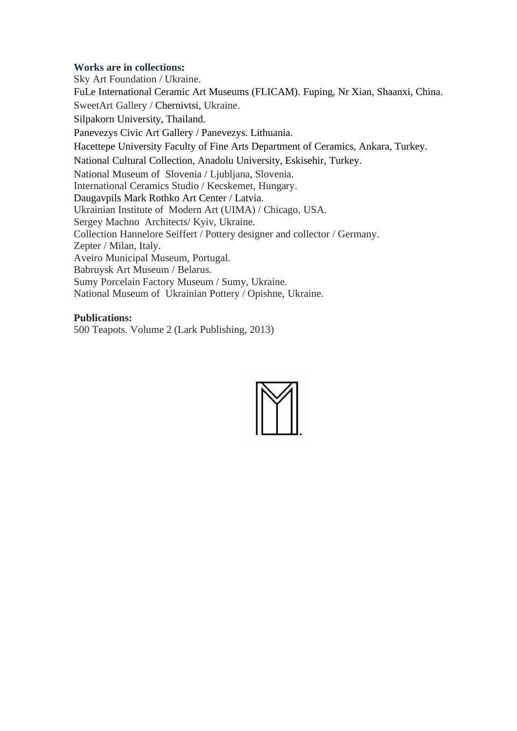**Works are in collections:**

Sky Art Foundation / Ukraine.
FuLe International Ceramic Art Museums (FLICAM). Fuping, Nr Xian, Shaanxi, China.
SweetArt Gallery / Chernivtsi, Ukraine.
Silpakorn University, Thailand.
Panevezys Civic Art Gallery / Panevezys. Lithuania.
Hacettepe University Faculty of Fine Arts Department of Ceramics, Ankara, Turkey.
National Cultural Collection, Anadolu University, Eskisehir, Turkey.
National Museum of Slovenia / Ljubljana, Slovenia.
International Ceramics Studio / Kecskemet, Hungary.
Daugavpils Mark Rothko Art Center / Latvia.
Ukrainian Institute of Modern Art (UIMA) / Chicago, USA.
Sergey Machno Architects/ Kyiv, Ukraine.
Collection Hannelore Seiffert / Pottery designer and collector / Germany.
Zepter / Milan, Italy.
Aveiro Municipal Museum, Portugal.
Babruysk Art Museum / Belarus.
Sumy Porcelain Factory Museum / Sumy, Ukraine.
National Museum of Ukrainian Pottery / Opishne, Ukraine.

**Publications:**

500 Teapots. Volume 2 (Lark Publishing, 2013)